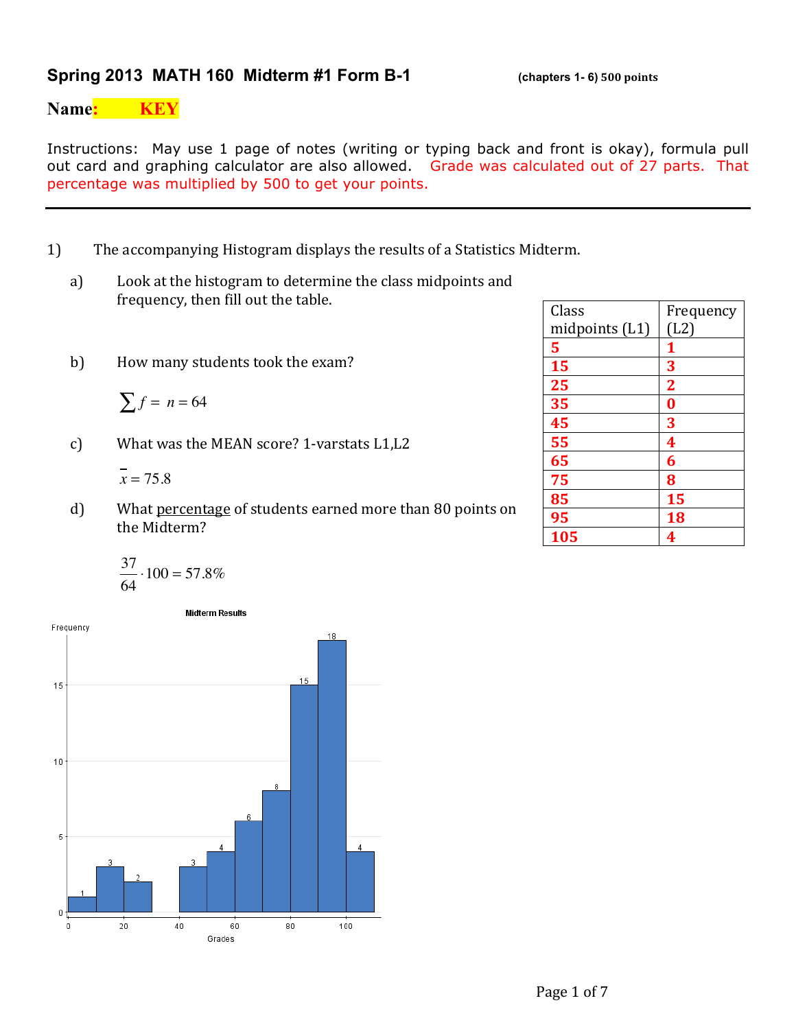## Spring 2013 MATH 160 Midterm #1 Form B-1

(chapters 1- 6) 500 points

**Name: KEY**

Instructions: May use 1 page of notes (writing or typing back and front is okay), formula pull out card and graphing calculator are also allowed. Grade was calculated out of 27 parts. That percentage was multiplied by 500 to get your points.

---

1) The accompanying Histogram displays the results of a Statistics Midterm.

a) Look at the histogram to determine the class midpoints and frequency, then fill out the table.

| Class midpoints (L1) | Frequency (L2) |
|---|---|
| **5** | **1** |
| **15** | **3** |
| **25** | **2** |
| **35** | **0** |
| **45** | **3** |
| **55** | **4** |
| **65** | **6** |
| **75** | **8** |
| **85** | **15** |
| **95** | **18** |
| **105** | **4** |

b) How many students took the exam?

$$\sum f = n = 64$$

c) What was the MEAN score? 1-varstats L1,L2

$$\bar{x} = 75.8$$

d) What percentage of students earned more than 80 points on the Midterm?

$$\frac{37}{64} \cdot 100 = 57.8\%$$

**Midterm Results**

(Histogram: Frequency vs. Grades, with bars of heights 1, 3, 2, 3, 4, 6, 8, 15, 18, 4)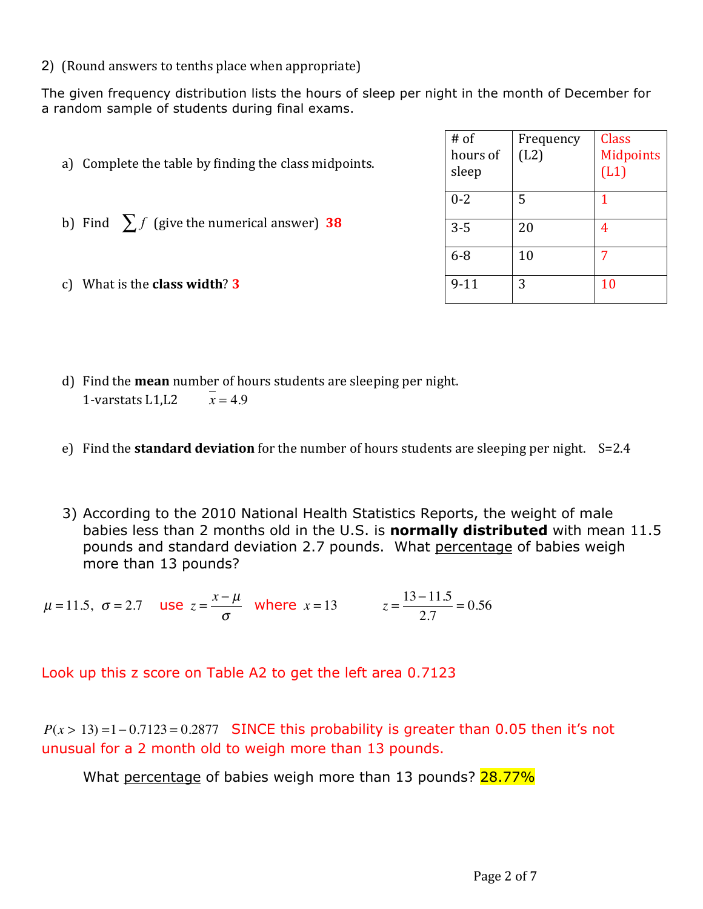2) (Round answers to tenths place when appropriate)

The given frequency distribution lists the hours of sleep per night in the month of December for a random sample of students during final exams.

| # of hours of sleep | Frequency (L2) | Class Midpoints (L1) |
|---|---|---|
| 0-2 | 5 | 1 |
| 3-5 | 20 | 4 |
| 6-8 | 10 | 7 |
| 9-11 | 3 | 10 |

a) Complete the table by finding the class midpoints.

b) Find $\sum f$ (give the numerical answer) **38**

c) What is the **class width**? **3**

d) Find the **mean** number of hours students are sleeping per night.
1-varstats L1,L2 $\bar{x} = 4.9$

e) Find the **standard deviation** for the number of hours students are sleeping per night. S=2.4

3) According to the 2010 National Health Statistics Reports, the weight of male babies less than 2 months old in the U.S. is **normally distributed** with mean 11.5 pounds and standard deviation 2.7 pounds. What percentage of babies weigh more than 13 pounds?

$\mu = 11.5,\ \sigma = 2.7$ use $z = \dfrac{x - \mu}{\sigma}$ where $x = 13$ $z = \dfrac{13 - 11.5}{2.7} = 0.56$

Look up this z score on Table A2 to get the left area 0.7123

$P(x > 13) = 1 - 0.7123 = 0.2877$ SINCE this probability is greater than 0.05 then it's not unusual for a 2 month old to weigh more than 13 pounds.

What percentage of babies weigh more than 13 pounds? 28.77%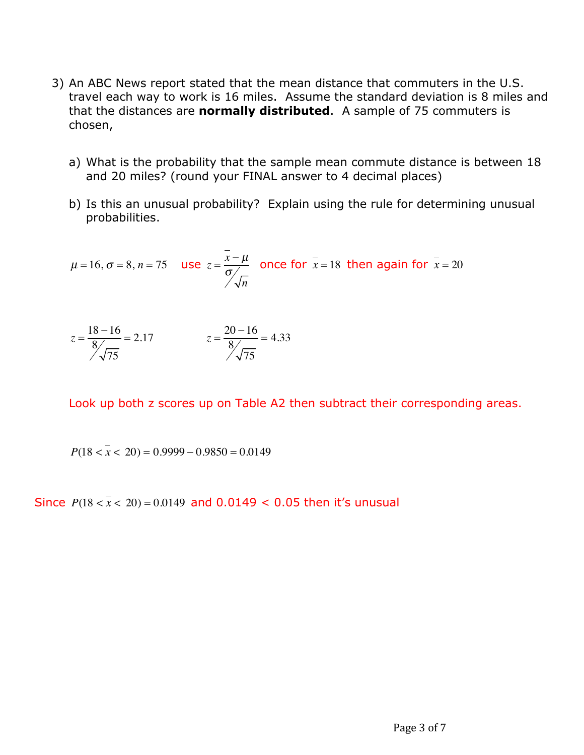3) An ABC News report stated that the mean distance that commuters in the U.S. travel each way to work is 16 miles. Assume the standard deviation is 8 miles and that the distances are **normally distributed**. A sample of 75 commuters is chosen,

   a) What is the probability that the sample mean commute distance is between 18 and 20 miles? (round your FINAL answer to 4 decimal places)

   b) Is this an unusual probability? Explain using the rule for determining unusual probabilities.

$\mu = 16, \sigma = 8, n = 75$ use $z = \frac{\bar{x} - \mu}{\sigma / \sqrt{n}}$ once for $\bar{x} = 18$ then again for $\bar{x} = 20$

$z = \frac{18 - 16}{8 / \sqrt{75}} = 2.17$ $\quad\quad$ $z = \frac{20 - 16}{8 / \sqrt{75}} = 4.33$

Look up both z scores up on Table A2 then subtract their corresponding areas.

$P(18 < \bar{x} < 20) = 0.9999 - 0.9850 = 0.0149$

Since $P(18 < \bar{x} < 20) = 0.0149$ and $0.0149 < 0.05$ then it's unusual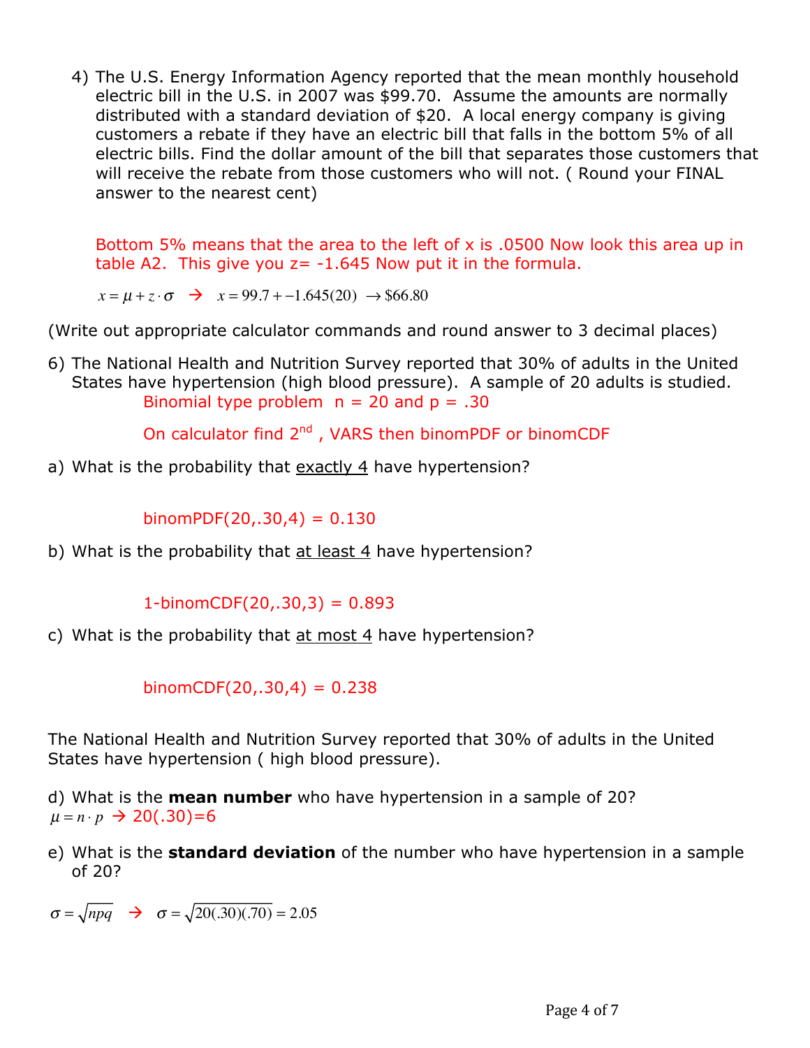4) The U.S. Energy Information Agency reported that the mean monthly household electric bill in the U.S. in 2007 was \$99.70. Assume the amounts are normally distributed with a standard deviation of \$20. A local energy company is giving customers a rebate if they have an electric bill that falls in the bottom 5% of all electric bills. Find the dollar amount of the bill that separates those customers that will receive the rebate from those customers who will not. ( Round your FINAL answer to the nearest cent)

   Bottom 5% means that the area to the left of x is .0500 Now look this area up in table A2. This give you z= -1.645 Now put it in the formula.

   $x = \mu + z \cdot \sigma$ → $x = 99.7 + -1.645(20) \rightarrow \$66.80$

(Write out appropriate calculator commands and round answer to 3 decimal places)

6) The National Health and Nutrition Survey reported that 30% of adults in the United States have hypertension (high blood pressure). A sample of 20 adults is studied.

   Binomial type problem n = 20 and p = .30

   On calculator find 2[nd] , VARS then binomPDF or binomCDF

a) What is the probability that exactly 4 have hypertension?

   binomPDF(20,.30,4) = 0.130

b) What is the probability that at least 4 have hypertension?

   1-binomCDF(20,.30,3) = 0.893

c) What is the probability that at most 4 have hypertension?

   binomCDF(20,.30,4) = 0.238

The National Health and Nutrition Survey reported that 30% of adults in the United States have hypertension ( high blood pressure).

d) What is the **mean number** who have hypertension in a sample of 20?
$\mu = n \cdot p$ → 20(.30)=6

e) What is the **standard deviation** of the number who have hypertension in a sample of 20?

$\sigma = \sqrt{npq}$ → $\sigma = \sqrt{20(.30)(.70)} = 2.05$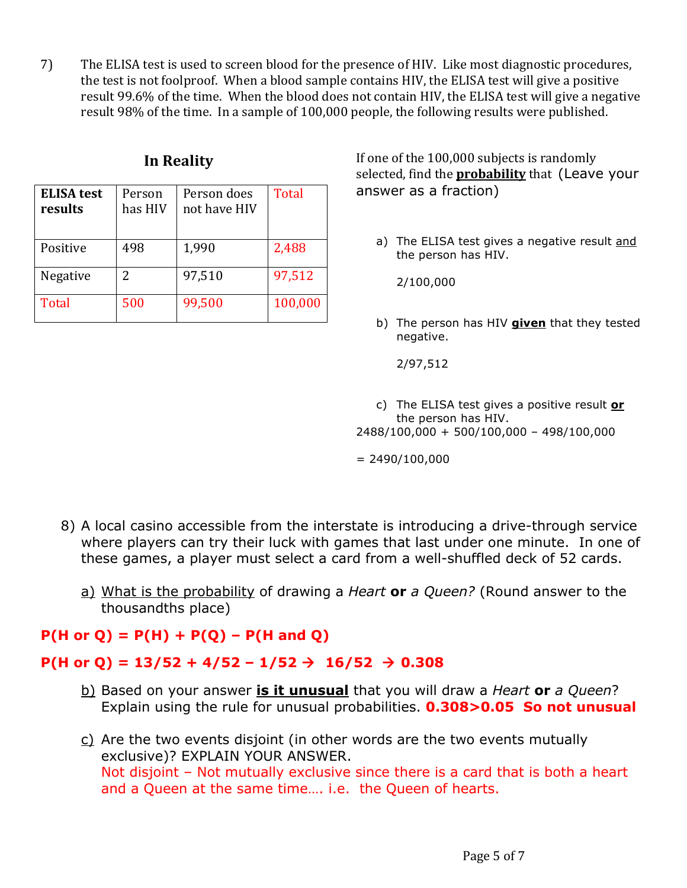7) The ELISA test is used to screen blood for the presence of HIV. Like most diagnostic procedures, the test is not foolproof. When a blood sample contains HIV, the ELISA test will give a positive result 99.6% of the time. When the blood does not contain HIV, the ELISA test will give a negative result 98% of the time. In a sample of 100,000 people, the following results were published.

**In Reality**

| **ELISA test results** | Person has HIV | Person does not have HIV | Total |
|---|---|---|---|
| Positive | 498 | 1,990 | 2,488 |
| Negative | 2 | 97,510 | 97,512 |
| Total | 500 | 99,500 | 100,000 |

If one of the 100,000 subjects is randomly selected, find the **probability** that (Leave your answer as a fraction)

a) The ELISA test gives a negative result and the person has HIV.

   2/100,000

b) The person has HIV **given** that they tested negative.

   2/97,512

c) The ELISA test gives a positive result **or** the person has HIV.

2488/100,000 + 500/100,000 – 498/100,000

= 2490/100,000

8) A local casino accessible from the interstate is introducing a drive-through service where players can try their luck with games that last under one minute. In one of these games, a player must select a card from a well-shuffled deck of 52 cards.

a) What is the probability of drawing a *Heart* **or** *a Queen?* (Round answer to the thousandths place)

**P(H or Q) = P(H) + P(Q) – P(H and Q)**

**P(H or Q) = 13/52 + 4/52 – 1/52 → 16/52 → 0.308**

b) Based on your answer **is it unusual** that you will draw a *Heart* **or** *a Queen*? Explain using the rule for unusual probabilities. **0.308>0.05 So not unusual**

c) Are the two events disjoint (in other words are the two events mutually exclusive)? EXPLAIN YOUR ANSWER.
Not disjoint – Not mutually exclusive since there is a card that is both a heart and a Queen at the same time…. i.e. the Queen of hearts.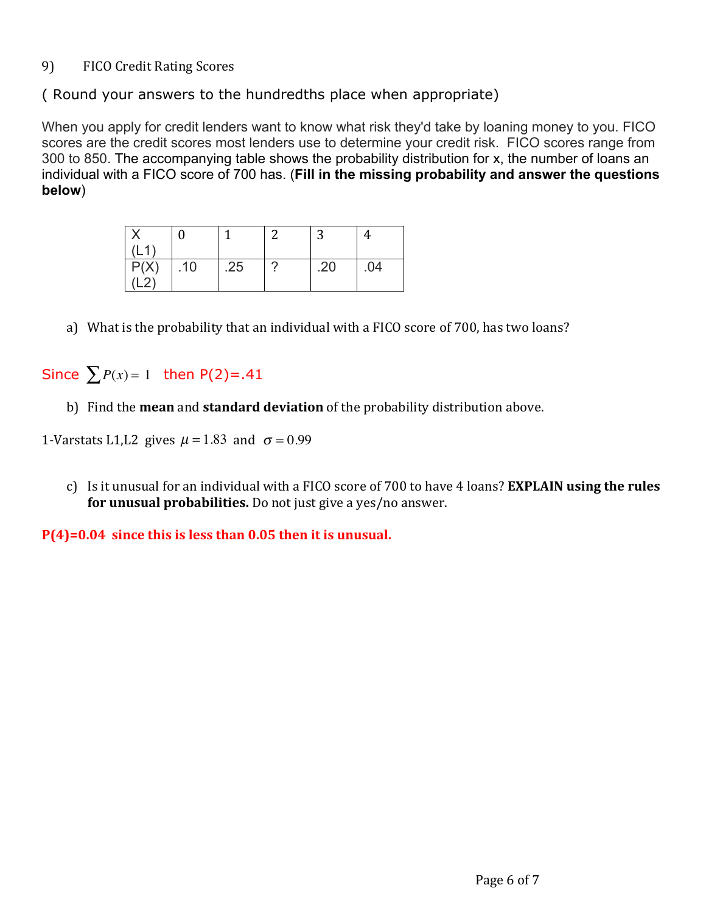9) FICO Credit Rating Scores

( Round your answers to the hundredths place when appropriate)

When you apply for credit lenders want to know what risk they'd take by loaning money to you. FICO scores are the credit scores most lenders use to determine your credit risk. FICO scores range from 300 to 850. The accompanying table shows the probability distribution for x, the number of loans an individual with a FICO score of 700 has. (**Fill in the missing probability and answer the questions below**)

| X (L1) | 0 | 1 | 2 | 3 | 4 |
|---|---|---|---|---|---|
| P(X) (L2) | .10 | .25 | ? | .20 | .04 |

a) What is the probability that an individual with a FICO score of 700, has two loans?

Since $\sum P(x) = 1$ then P(2)=.41

b) Find the **mean** and **standard deviation** of the probability distribution above.

1-Varstats L1,L2 gives $\mu = 1.83$ and $\sigma = 0.99$

c) Is it unusual for an individual with a FICO score of 700 to have 4 loans? **EXPLAIN using the rules for unusual probabilities.** Do not just give a yes/no answer.

**P(4)=0.04 since this is less than 0.05 then it is unusual.**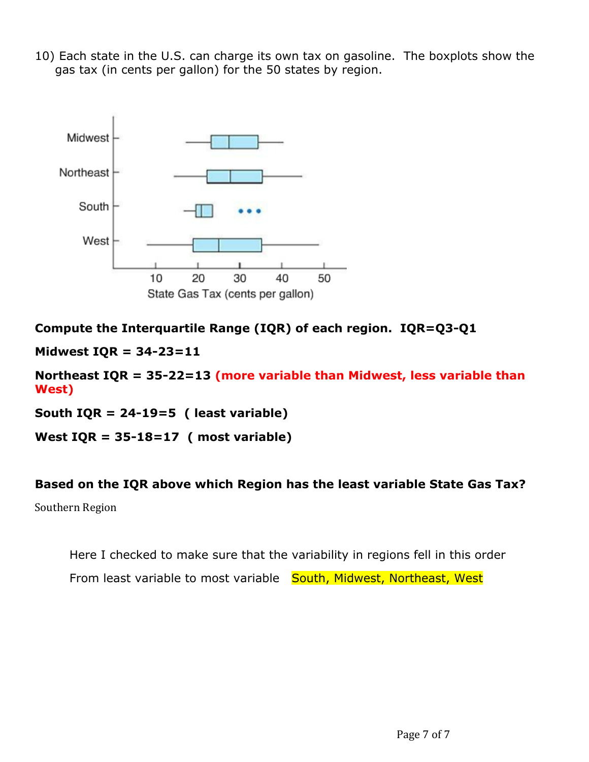10) Each state in the U.S. can charge its own tax on gasoline. The boxplots show the gas tax (in cents per gallon) for the 50 states by region.

Midwest
Northeast
South
West
10 20 30 40 50
State Gas Tax (cents per gallon)

**Compute the Interquartile Range (IQR) of each region. IQR=Q3-Q1**

**Midwest IQR = 34-23=11**

**Northeast IQR = 35-22=13 (more variable than Midwest, less variable than West)**

**South IQR = 24-19=5 ( least variable)**

**West IQR = 35-18=17 ( most variable)**

**Based on the IQR above which Region has the least variable State Gas Tax?**

Southern Region

Here I checked to make sure that the variability in regions fell in this order

From least variable to most variable South, Midwest, Northeast, West